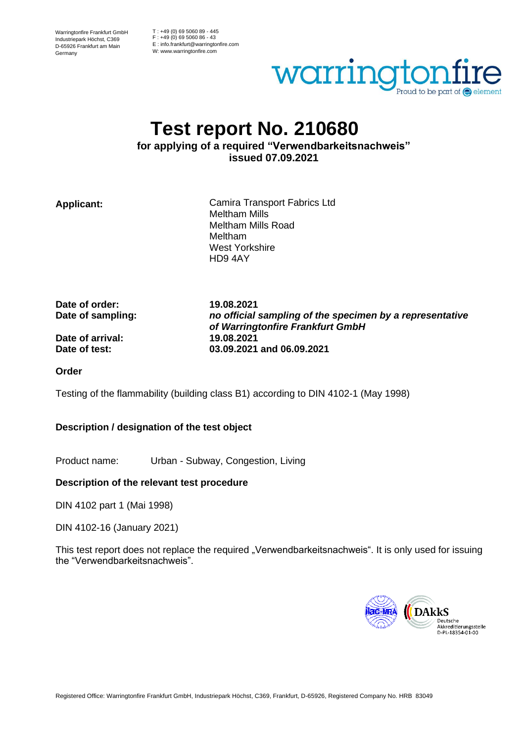Warringtonfire Frankfurt GmbH
Industriepark Höchst, C369
D-65926 Frankfurt am Main
Germany

T : +49 (0) 69 5060 89 - 445
F : +49 (0) 69 5060 86 - 43
E : info.frankfurt@warringtonfire.com
W: www.warringtonfire.com

# Test report No. 210680

**for applying of a required "Verwendbarkeitsnachweis"**
**issued 07.09.2021**

**Applicant:** Camira Transport Fabrics Ltd
Meltham Mills
Meltham Mills Road
Meltham
West Yorkshire
HD9 4AY

**Date of order:** **19.08.2021**
**Date of sampling:** ***no official sampling of the specimen by a representative of Warringtonfire Frankfurt GmbH***
**Date of arrival:** **19.08.2021**
**Date of test:** **03.09.2021 and 06.09.2021**

**Order**

Testing of the flammability (building class B1) according to DIN 4102-1 (May 1998)

**Description / designation of the test object**

Product name: Urban - Subway, Congestion, Living

**Description of the relevant test procedure**

DIN 4102 part 1 (Mai 1998)

DIN 4102-16 (January 2021)

This test report does not replace the required „Verwendbarkeitsnachweis". It is only used for issuing the "Verwendbarkeitsnachweis".

DAkkS Deutsche Akkreditierungsstelle D-PL-18354-01-00

Registered Office: Warringtonfire Frankfurt GmbH, Industriepark Höchst, C369, Frankfurt, D-65926, Registered Company No. HRB 83049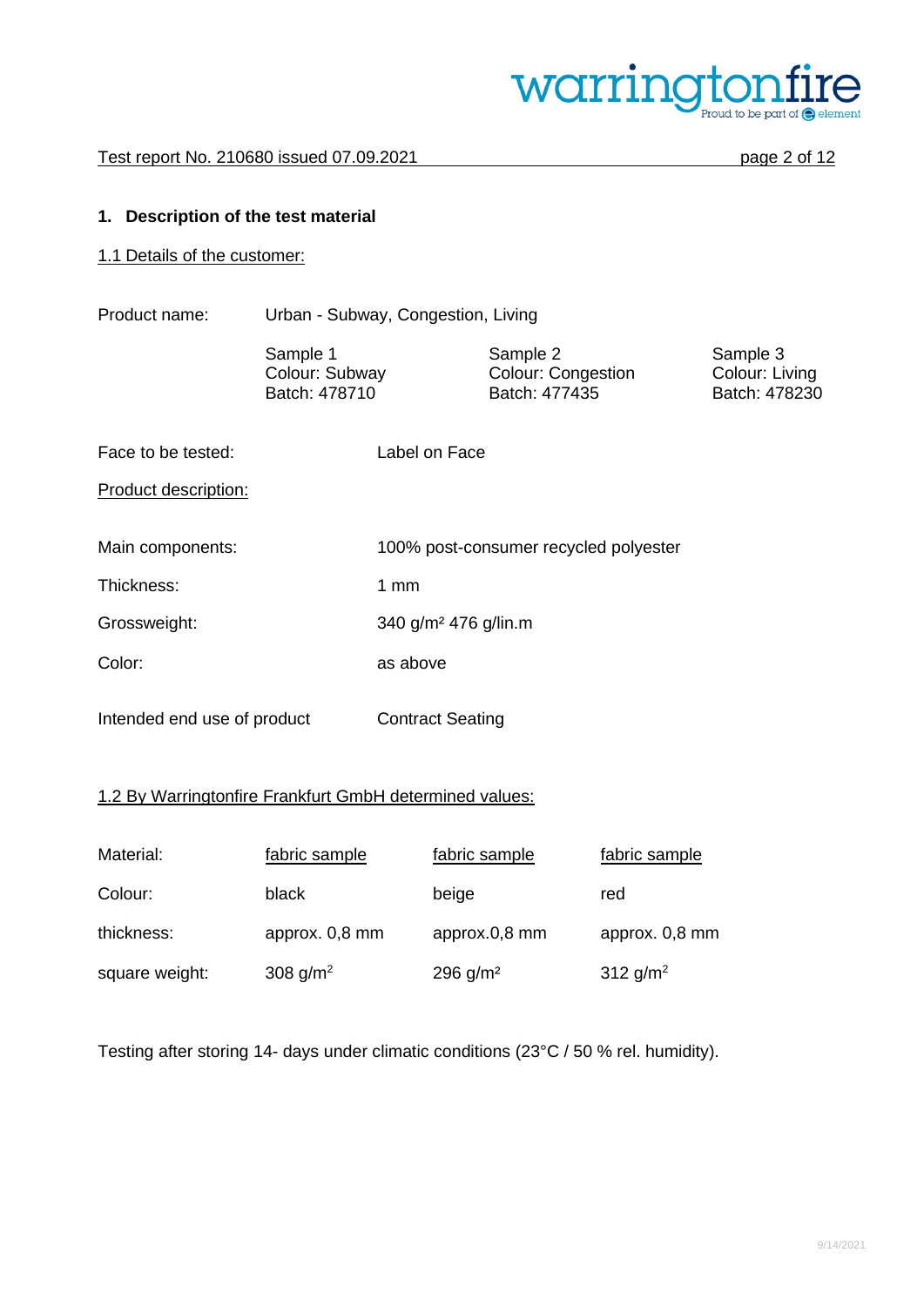## 1. Description of the test material

### 1.1 Details of the customer:

| Product name: | Urban - Subway, Congestion, Living | | |
|---|---|---|---|
| | Sample 1<br>Colour: Subway<br>Batch: 478710 | Sample 2<br>Colour: Congestion<br>Batch: 477435 | Sample 3<br>Colour: Living<br>Batch: 478230 |

Face to be tested: Label on Face

Product description:

| | |
|---|---|
| Main components: | 100% post-consumer recycled polyester |
| Thickness: | 1 mm |
| Grossweight: | 340 g/m² 476 g/lin.m |
| Color: | as above |
| Intended end use of product | Contract Seating |

### 1.2 By Warringtonfire Frankfurt GmbH determined values:

| Material: | fabric sample | fabric sample | fabric sample |
|---|---|---|---|
| Colour: | black | beige | red |
| thickness: | approx. 0,8 mm | approx.0,8 mm | approx. 0,8 mm |
| square weight: | 308 g/m$^2$ | 296 g/m² | 312 g/m$^2$ |

Testing after storing 14- days under climatic conditions (23°C / 50 % rel. humidity).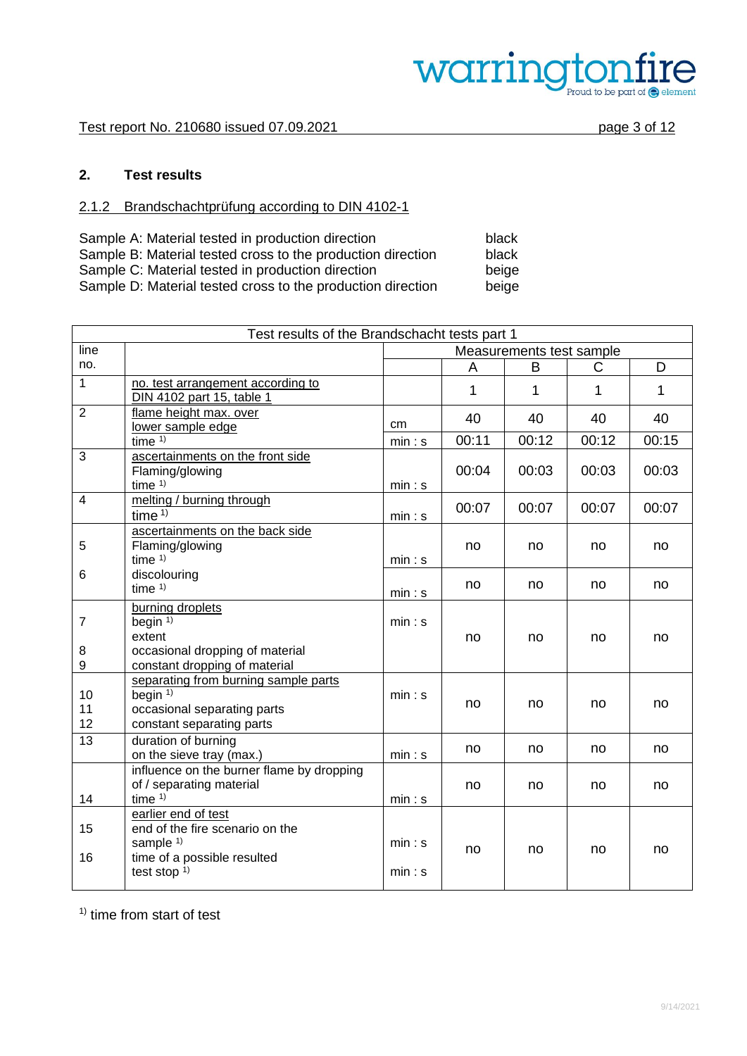## 2. Test results

### 2.1.2 Brandschachtprüfung according to DIN 4102-1

Sample A: Material tested in production direction — black
Sample B: Material tested cross to the production direction — black
Sample C: Material tested in production direction — beige
Sample D: Material tested cross to the production direction — beige

| Test results of the Brandschacht tests part 1 | | | | | | |
|---|---|---|---|---|---|---|
| line no. | | Measurements test sample | | | | |
| | | | A | B | C | D |
| 1 | no. test arrangement according to DIN 4102 part 15, table 1 | | 1 | 1 | 1 | 1 |
| 2 | flame height max. over lower sample edge | cm | 40 | 40 | 40 | 40 |
| | time [1] | min : s | 00:11 | 00:12 | 00:12 | 00:15 |
| 3 | ascertainments on the front side Flaming/glowing time [1] | min : s | 00:04 | 00:03 | 00:03 | 00:03 |
| 4 | melting / burning through time [1] | min : s | 00:07 | 00:07 | 00:07 | 00:07 |
| 5 | ascertainments on the back side Flaming/glowing time [1] | min : s | no | no | no | no |
| 6 | discolouring time [1] | min : s | no | no | no | no |
| 7<br>8<br>9 | burning droplets begin [1] extent occasional dropping of material constant dropping of material | min : s | no | no | no | no |
| 10<br>11<br>12 | separating from burning sample parts begin [1] occasional separating parts constant separating parts | min : s | no | no | no | no |
| 13 | duration of burning on the sieve tray (max.) | min : s | no | no | no | no |
| 14 | influence on the burner flame by dropping of / separating material time [1] | min : s | no | no | no | no |
| 15<br>16 | earlier end of test end of the fire scenario on the sample [1] time of a possible resulted test stop [1] | min : s<br>min : s | no | no | no | no |

[1] time from start of test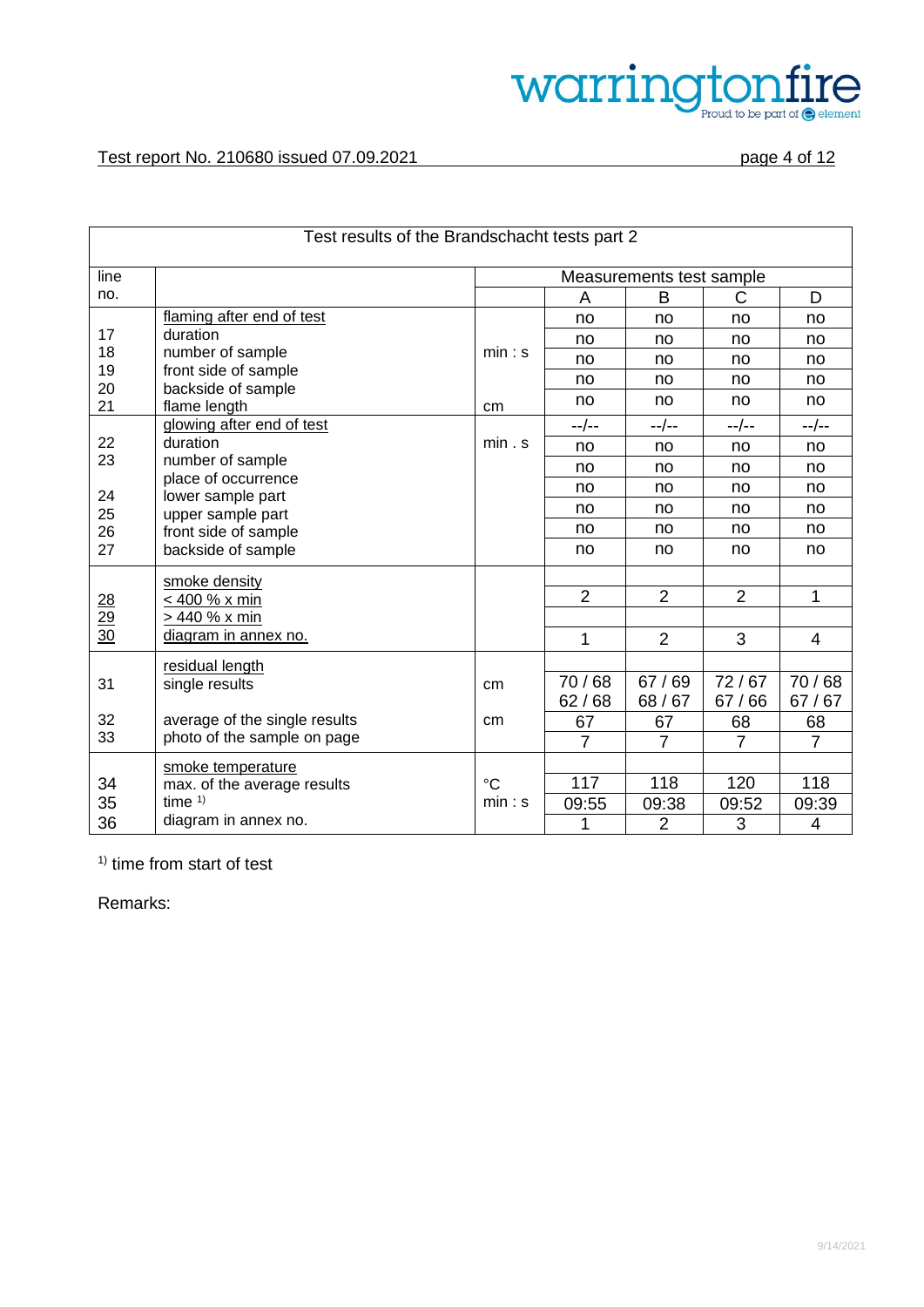Test report No. 210680 issued 07.09.2021

| line no. | Test results of the Brandschacht tests part 2 | | Measurements test sample | | | |
|---|---|---|---|---|---|---|
| | | | A | B | C | D |
| | flaming after end of test | | no | no | no | no |
| 17 | duration | min : s | no | no | no | no |
| 18 | number of sample | | no | no | no | no |
| 19 | front side of sample | | no | no | no | no |
| 20 | backside of sample | | | | | |
| 21 | flame length | cm | no | no | no | no |
| | glowing after end of test | | --/-- | --/-- | --/-- | --/-- |
| 22 | duration | min . s | no | no | no | no |
| 23 | number of sample | | no | no | no | no |
| | place of occurrence | | | | | |
| 24 | lower sample part | | no | no | no | no |
| 25 | upper sample part | | no | no | no | no |
| 26 | front side of sample | | no | no | no | no |
| 27 | backside of sample | | no | no | no | no |
| | smoke density | | | | | |
| 28 | < 400 % x min | | 2 | 2 | 2 | 1 |
| 29 | > 440 % x min | | | | | |
| 30 | diagram in annex no. | | 1 | 2 | 3 | 4 |
| | residual length | | | | | |
| 31 | single results | cm | 70 / 68<br>62 / 68 | 67 / 69<br>68 / 67 | 72 / 67<br>67 / 66 | 70 / 68<br>67 / 67 |
| 32 | average of the single results | cm | 67 | 67 | 68 | 68 |
| 33 | photo of the sample on page | | 7 | 7 | 7 | 7 |
| | smoke temperature | | | | | |
| 34 | max. of the average results | °C | 117 | 118 | 120 | 118 |
| 35 | time [1] | min : s | 09:55 | 09:38 | 09:52 | 09:39 |
| 36 | diagram in annex no. | | 1 | 2 | 3 | 4 |

[1] time from start of test

Remarks: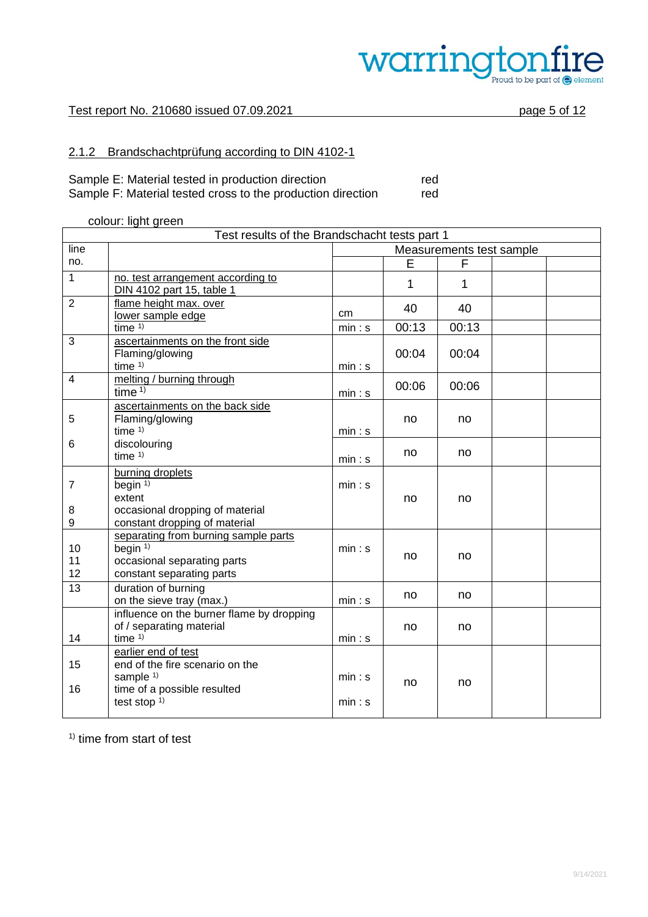#### 2.1.2 Brandschachtprüfung according to DIN 4102-1

Sample E: Material tested in production direction red
Sample F: Material tested cross to the production direction red

colour: light green

| Test results of the Brandschacht tests part 1 | | | | | | |
|---|---|---|---|---|---|---|
| line no. | | | Measurements test sample | | | |
| | | | E | F | | |
| 1 | no. test arrangement according to DIN 4102 part 15, table 1 | | 1 | 1 | | |
| 2 | flame height max. over lower sample edge | cm | 40 | 40 | | |
| | time [1] | min : s | 00:13 | 00:13 | | |
| 3 | ascertainments on the front side<br>Flaming/glowing<br>time [1] | min : s | 00:04 | 00:04 | | |
| 4 | melting / burning through<br>time [1] | min : s | 00:06 | 00:06 | | |
| 5 | ascertainments on the back side<br>Flaming/glowing<br>time [1] | min : s | no | no | | |
| 6 | discolouring<br>time [1] | min : s | no | no | | |
| 7<br><br>8<br>9 | burning droplets<br>begin [1]<br>extent<br>occasional dropping of material<br>constant dropping of material | min : s | no | no | | |
| 10<br>11<br>12 | separating from burning sample parts<br>begin [1]<br>occasional separating parts<br>constant separating parts | min : s | no | no | | |
| 13 | duration of burning<br>on the sieve tray (max.) | min : s | no | no | | |
| 14 | influence on the burner flame by dropping of / separating material<br>time [1] | min : s | no | no | | |
| 15<br><br>16 | earlier end of test<br>end of the fire scenario on the sample [1]<br>time of a possible resulted test stop [1] | min : s<br><br>min : s | no | no | | |

[1] time from start of test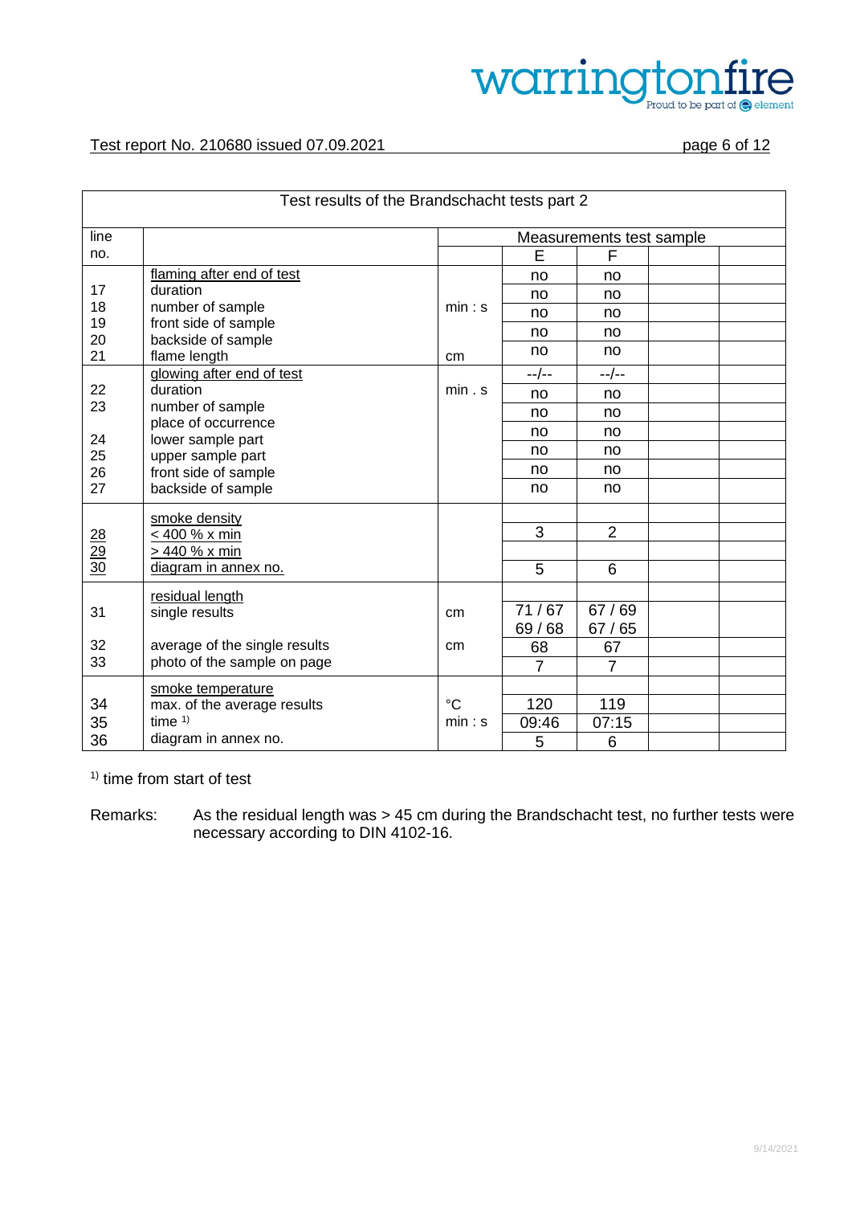| line no. | Test results of the Brandschacht tests part 2 | | Measurements test sample | | | |
|---|---|---|---|---|---|---|
| | | | E | F | | |
| | flaming after end of test | | no | no | | |
| 17 | duration | min : s | no | no | | |
| 18 | number of sample | | no | no | | |
| 19 | front side of sample | | no | no | | |
| 20 | backside of sample | | no | no | | |
| 21 | flame length | cm | | | | |
| | glowing after end of test | | --/-- | --/-- | | |
| 22 | duration | min . s | no | no | | |
| 23 | number of sample | | no | no | | |
| | place of occurrence | | no | no | | |
| 24 | lower sample part | | no | no | | |
| 25 | upper sample part | | no | no | | |
| 26 | front side of sample | | no | no | | |
| 27 | backside of sample | | | | | |
| | smoke density | | | | | |
| 28 | < 400 % x min | | 3 | 2 | | |
| 29 | > 440 % x min | | | | | |
| 30 | diagram in annex no. | | 5 | 6 | | |
| | residual length | | | | | |
| 31 | single results | cm | 71 / 67<br>69 / 68 | 67 / 69<br>67 / 65 | | |
| 32 | average of the single results | cm | 68 | 67 | | |
| 33 | photo of the sample on page | | 7 | 7 | | |
| | smoke temperature | | | | | |
| 34 | max. of the average results | °C | 120 | 119 | | |
| 35 | time [1)] | min : s | 09:46 | 07:15 | | |
| 36 | diagram in annex no. | | 5 | 6 | | |

[1)] time from start of test

Remarks: As the residual length was > 45 cm during the Brandschacht test, no further tests were necessary according to DIN 4102-16.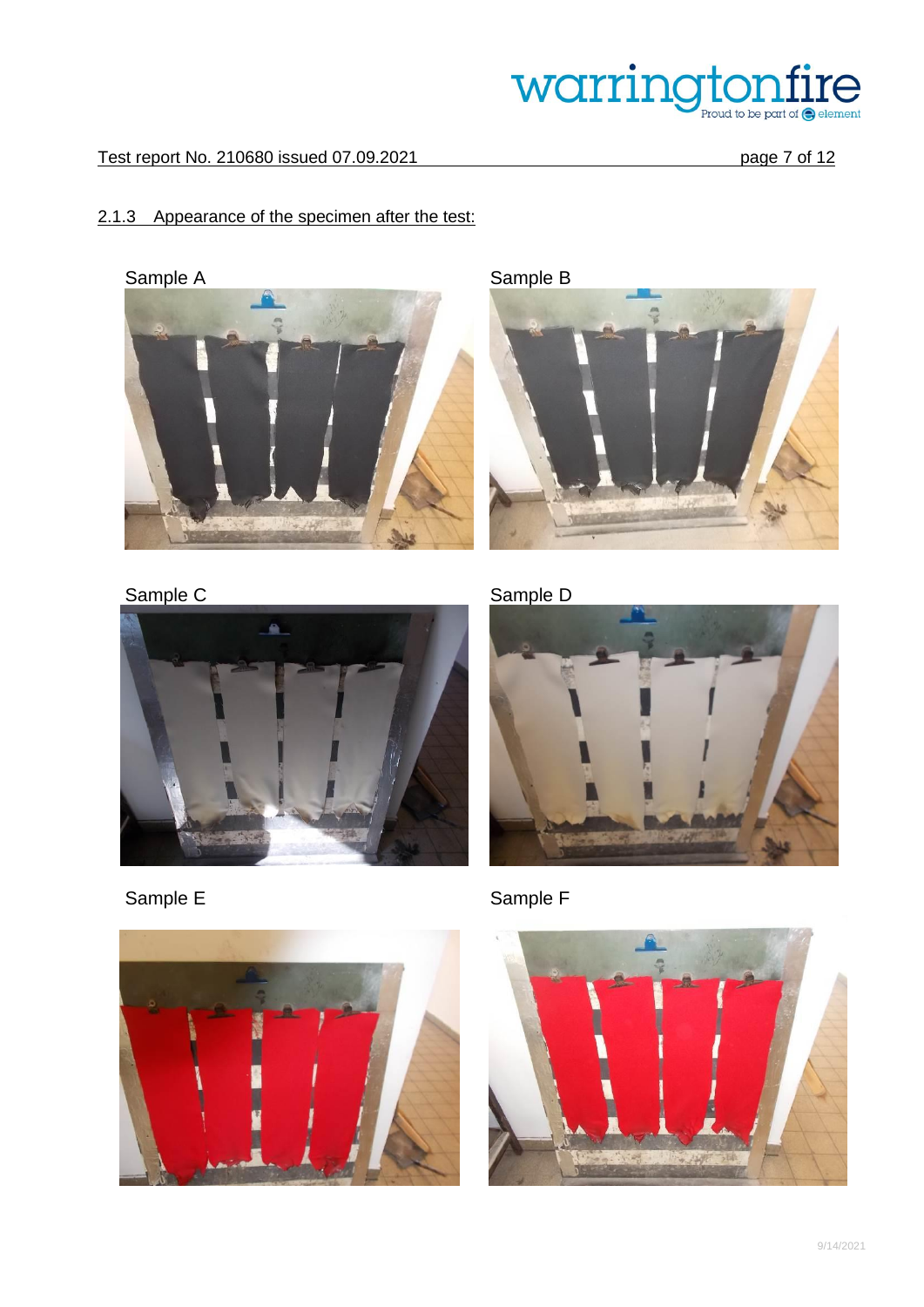## 2.1.3 Appearance of the specimen after the test:

Sample A

Sample B

Sample C

Sample D

Sample E

Sample F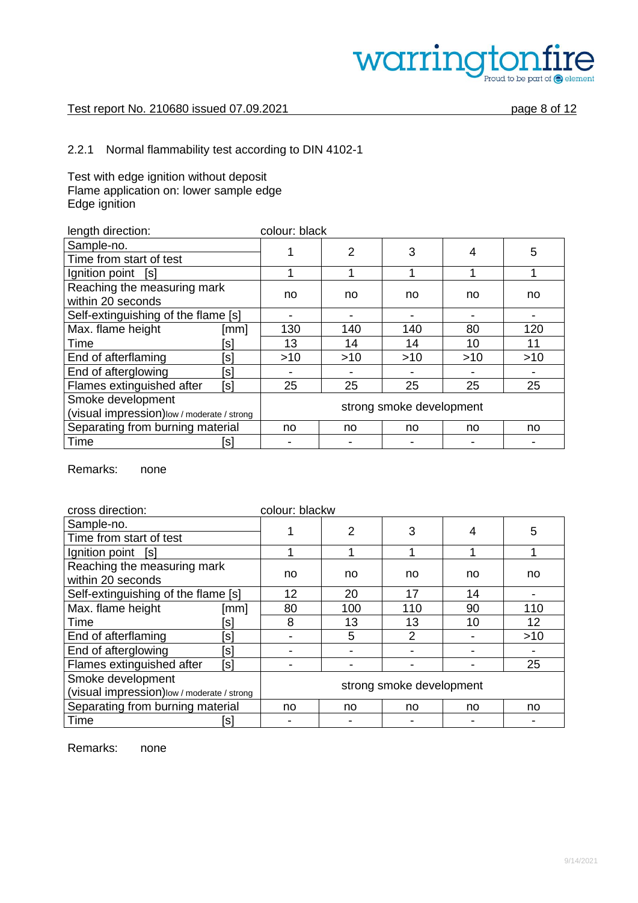### 2.2.1 Normal flammability test according to DIN 4102-1

Test with edge ignition without deposit
Flame application on: lower sample edge
Edge ignition

length direction: colour: black

| Sample-no. / Time from start of test | 1 | 2 | 3 | 4 | 5 |
|---|---|---|---|---|---|
| Ignition point [s] | 1 | 1 | 1 | 1 | 1 |
| Reaching the measuring mark within 20 seconds | no | no | no | no | no |
| Self-extinguishing of the flame [s] | - | - | - | - | - |
| Max. flame height [mm] | 130 | 140 | 140 | 80 | 120 |
| Time [s] | 13 | 14 | 14 | 10 | 11 |
| End of afterflaming [s] | >10 | >10 | >10 | >10 | >10 |
| End of afterglowing [s] | - | - | - | - | - |
| Flames extinguished after [s] | 25 | 25 | 25 | 25 | 25 |
| Smoke development (visual impression) low / moderate / strong | strong smoke development | | | | |
| Separating from burning material | no | no | no | no | no |
| Time [s] | - | - | - | - | - |

Remarks: none

cross direction: colour: blackw

| Sample-no. / Time from start of test | 1 | 2 | 3 | 4 | 5 |
|---|---|---|---|---|---|
| Ignition point [s] | 1 | 1 | 1 | 1 | 1 |
| Reaching the measuring mark within 20 seconds | no | no | no | no | no |
| Self-extinguishing of the flame [s] | 12 | 20 | 17 | 14 | - |
| Max. flame height [mm] | 80 | 100 | 110 | 90 | 110 |
| Time [s] | 8 | 13 | 13 | 10 | 12 |
| End of afterflaming [s] | - | 5 | 2 | - | >10 |
| End of afterglowing [s] | - | - | - | - | - |
| Flames extinguished after [s] | - | - | - | - | 25 |
| Smoke development (visual impression) low / moderate / strong | strong smoke development | | | | |
| Separating from burning material | no | no | no | no | no |
| Time [s] | - | - | - | - | - |

Remarks: none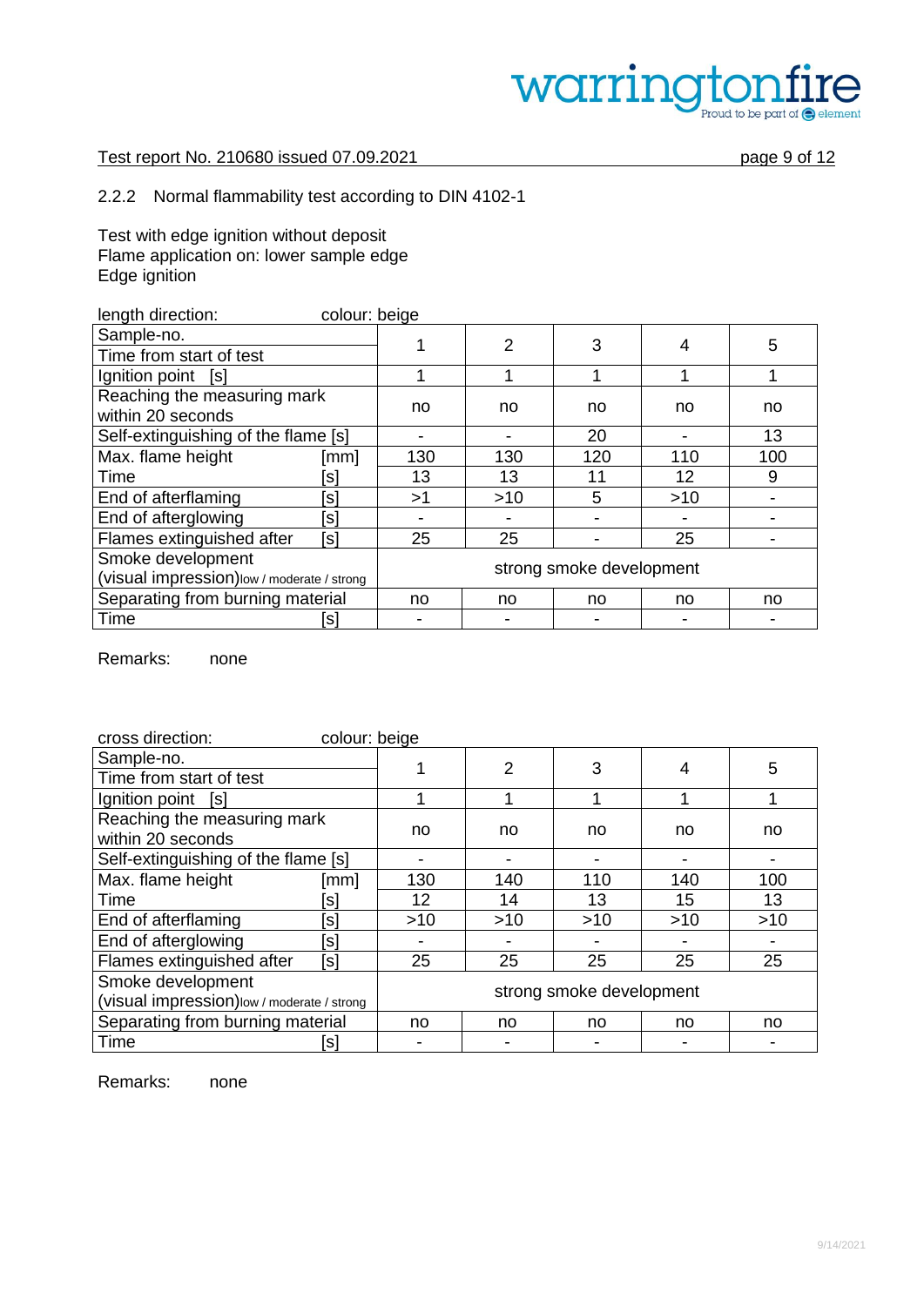### 2.2.2 Normal flammability test according to DIN 4102-1

Test with edge ignition without deposit
Flame application on: lower sample edge
Edge ignition

length direction: colour: beige

| Sample-no. / Time from start of test | 1 | 2 | 3 | 4 | 5 |
|---|---|---|---|---|---|
| Ignition point [s] | 1 | 1 | 1 | 1 | 1 |
| Reaching the measuring mark within 20 seconds | no | no | no | no | no |
| Self-extinguishing of the flame [s] | - | - | 20 | - | 13 |
| Max. flame height [mm] | 130 | 130 | 120 | 110 | 100 |
| Time [s] | 13 | 13 | 11 | 12 | 9 |
| End of afterflaming [s] | >1 | >10 | 5 | >10 | - |
| End of afterglowing [s] | - | - | - | - | - |
| Flames extinguished after [s] | 25 | 25 | - | 25 | - |
| Smoke development (visual impression) low / moderate / strong | strong smoke development | | | | |
| Separating from burning material | no | no | no | no | no |
| Time [s] | - | - | - | - | - |

Remarks: none

cross direction: colour: beige

| Sample-no. / Time from start of test | 1 | 2 | 3 | 4 | 5 |
|---|---|---|---|---|---|
| Ignition point [s] | 1 | 1 | 1 | 1 | 1 |
| Reaching the measuring mark within 20 seconds | no | no | no | no | no |
| Self-extinguishing of the flame [s] | - | - | - | - | - |
| Max. flame height [mm] | 130 | 140 | 110 | 140 | 100 |
| Time [s] | 12 | 14 | 13 | 15 | 13 |
| End of afterflaming [s] | >10 | >10 | >10 | >10 | >10 |
| End of afterglowing [s] | - | - | - | - | - |
| Flames extinguished after [s] | 25 | 25 | 25 | 25 | 25 |
| Smoke development (visual impression) low / moderate / strong | strong smoke development | | | | |
| Separating from burning material | no | no | no | no | no |
| Time [s] | - | - | - | - | - |

Remarks: none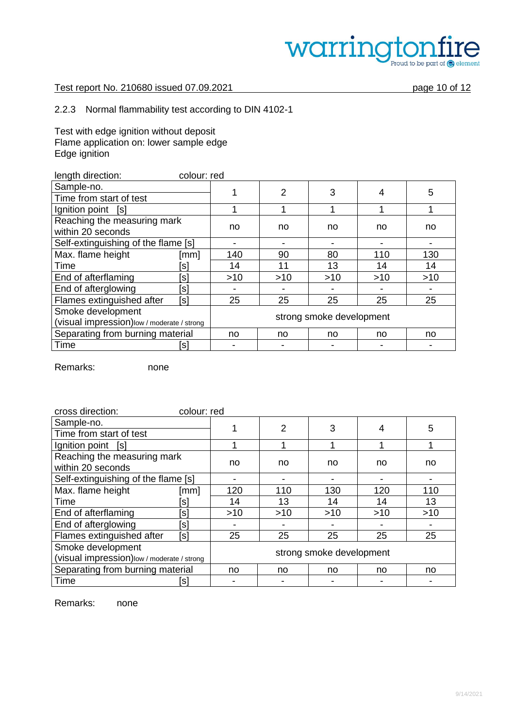### 2.2.3 Normal flammability test according to DIN 4102-1

Test with edge ignition without deposit
Flame application on: lower sample edge
Edge ignition

length direction: colour: red

| Sample-no. / Time from start of test | | 1 | 2 | 3 | 4 | 5 |
|---|---|---|---|---|---|---|
| Ignition point [s] | | 1 | 1 | 1 | 1 | 1 |
| Reaching the measuring mark within 20 seconds | | no | no | no | no | no |
| Self-extinguishing of the flame [s] | | - | - | - | - | - |
| Max. flame height | [mm] | 140 | 90 | 80 | 110 | 130 |
| Time | [s] | 14 | 11 | 13 | 14 | 14 |
| End of afterflaming | [s] | >10 | >10 | >10 | >10 | >10 |
| End of afterglowing | [s] | - | - | - | - | - |
| Flames extinguished after | [s] | 25 | 25 | 25 | 25 | 25 |
| Smoke development (visual impression) low / moderate / strong | | strong smoke development | | | | |
| Separating from burning material | | no | no | no | no | no |
| Time | [s] | - | - | - | - | - |

Remarks: none

cross direction: colour: red

| Sample-no. / Time from start of test | | 1 | 2 | 3 | 4 | 5 |
|---|---|---|---|---|---|---|
| Ignition point [s] | | 1 | 1 | 1 | 1 | 1 |
| Reaching the measuring mark within 20 seconds | | no | no | no | no | no |
| Self-extinguishing of the flame [s] | | - | - | - | - | - |
| Max. flame height | [mm] | 120 | 110 | 130 | 120 | 110 |
| Time | [s] | 14 | 13 | 14 | 14 | 13 |
| End of afterflaming | [s] | >10 | >10 | >10 | >10 | >10 |
| End of afterglowing | [s] | - | - | - | - | - |
| Flames extinguished after | [s] | 25 | 25 | 25 | 25 | 25 |
| Smoke development (visual impression) low / moderate / strong | | strong smoke development | | | | |
| Separating from burning material | | no | no | no | no | no |
| Time | [s] | - | - | - | - | - |

Remarks: none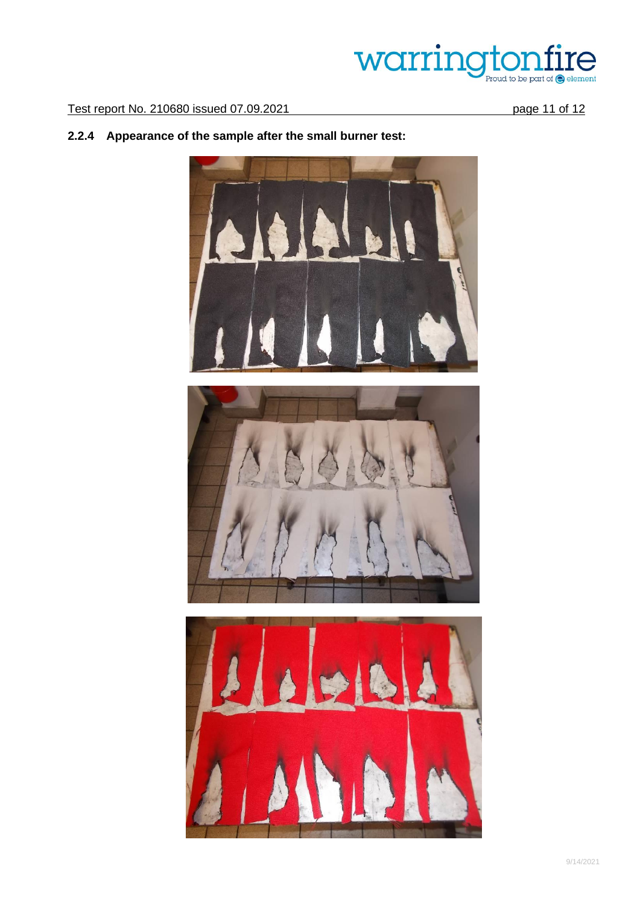### 2.2.4 Appearance of the sample after the small burner test: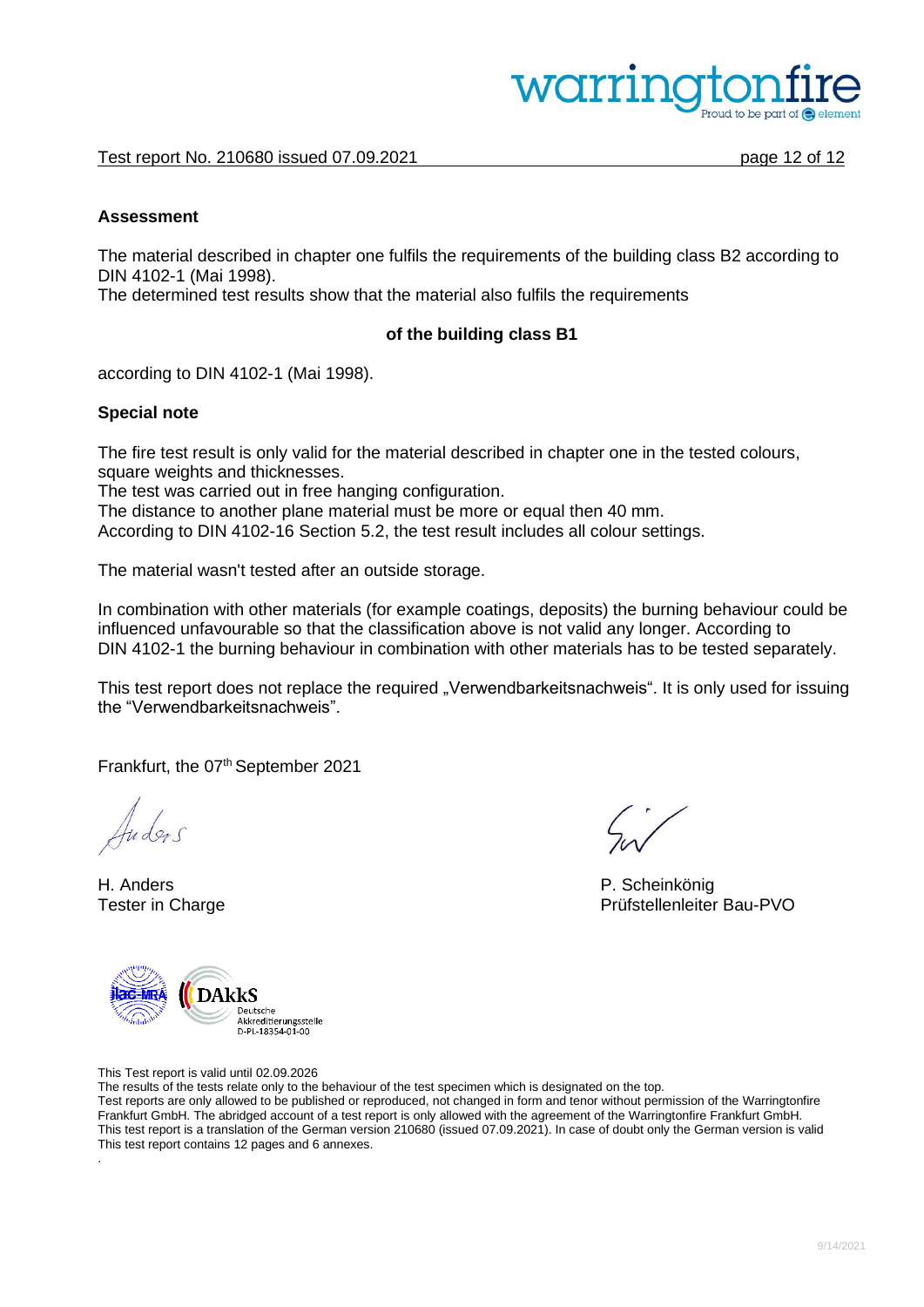## Assessment

The material described in chapter one fulfils the requirements of the building class B2 according to DIN 4102-1 (Mai 1998).
The determined test results show that the material also fulfils the requirements

**of the building class B1**

according to DIN 4102-1 (Mai 1998).

## Special note

The fire test result is only valid for the material described in chapter one in the tested colours, square weights and thicknesses.
The test was carried out in free hanging configuration.
The distance to another plane material must be more or equal then 40 mm.
According to DIN 4102-16 Section 5.2, the test result includes all colour settings.

The material wasn't tested after an outside storage.

In combination with other materials (for example coatings, deposits) the burning behaviour could be influenced unfavourable so that the classification above is not valid any longer. According to DIN 4102-1 the burning behaviour in combination with other materials has to be tested separately.

This test report does not replace the required „Verwendbarkeitsnachweis“. It is only used for issuing the “Verwendbarkeitsnachweis”.

Frankfurt, the 07th September 2021

H. Anders
Tester in Charge

P. Scheinkönig
Prüfstellenleiter Bau-PVO

DAkkS Deutsche Akkreditierungsstelle D-PL-18354-01-00

This Test report is valid until 02.09.2026
The results of the tests relate only to the behaviour of the test specimen which is designated on the top.
Test reports are only allowed to be published or reproduced, not changed in form and tenor without permission of the Warringtonfire Frankfurt GmbH. The abridged account of a test report is only allowed with the agreement of the Warringtonfire Frankfurt GmbH.
This test report is a translation of the German version 210680 (issued 07.09.2021). In case of doubt only the German version is valid
This test report contains 12 pages and 6 annexes.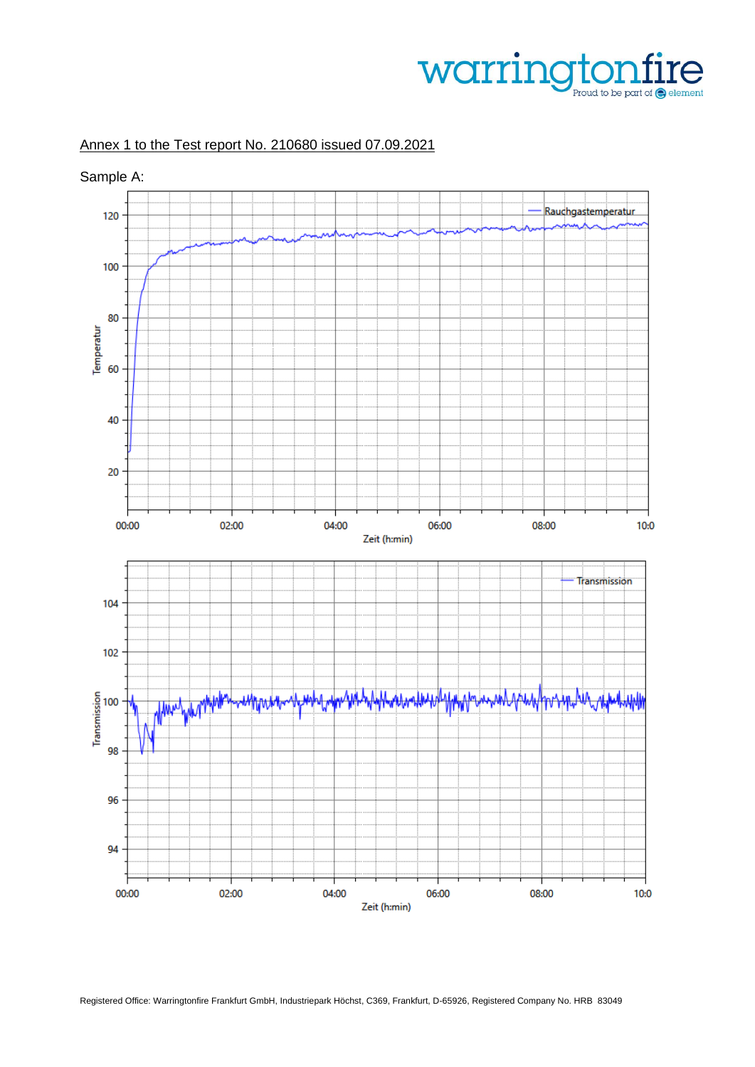Annex 1 to the Test report No. 210680 issued 07.09.2021

Sample A:

Rauchgastemperatur

Temperatur

120
100
80
60
40
20

00:00 02:00 04:00 06:00 08:00 10:0

Zeit (h:min)

Transmission

Transmission

104
102
100
98
96
94

00:00 02:00 04:00 06:00 08:00 10:0

Zeit (h:min)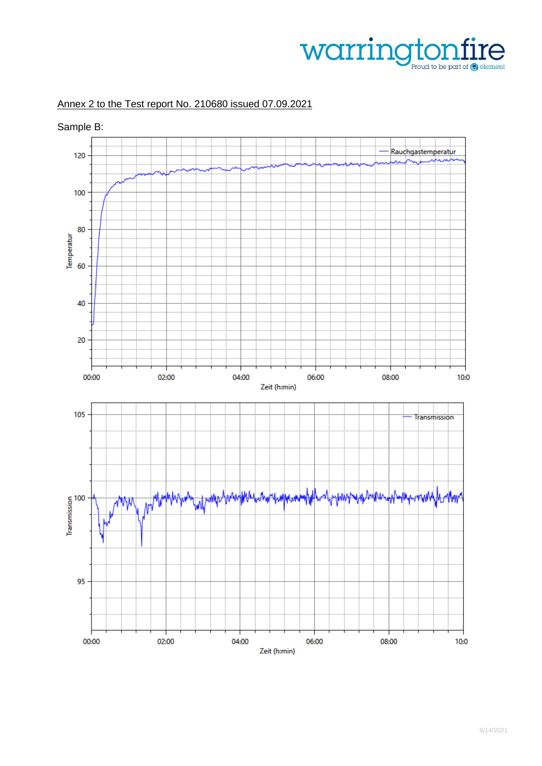Annex 2 to the Test report No. 210680 issued 07.09.2021

Sample B: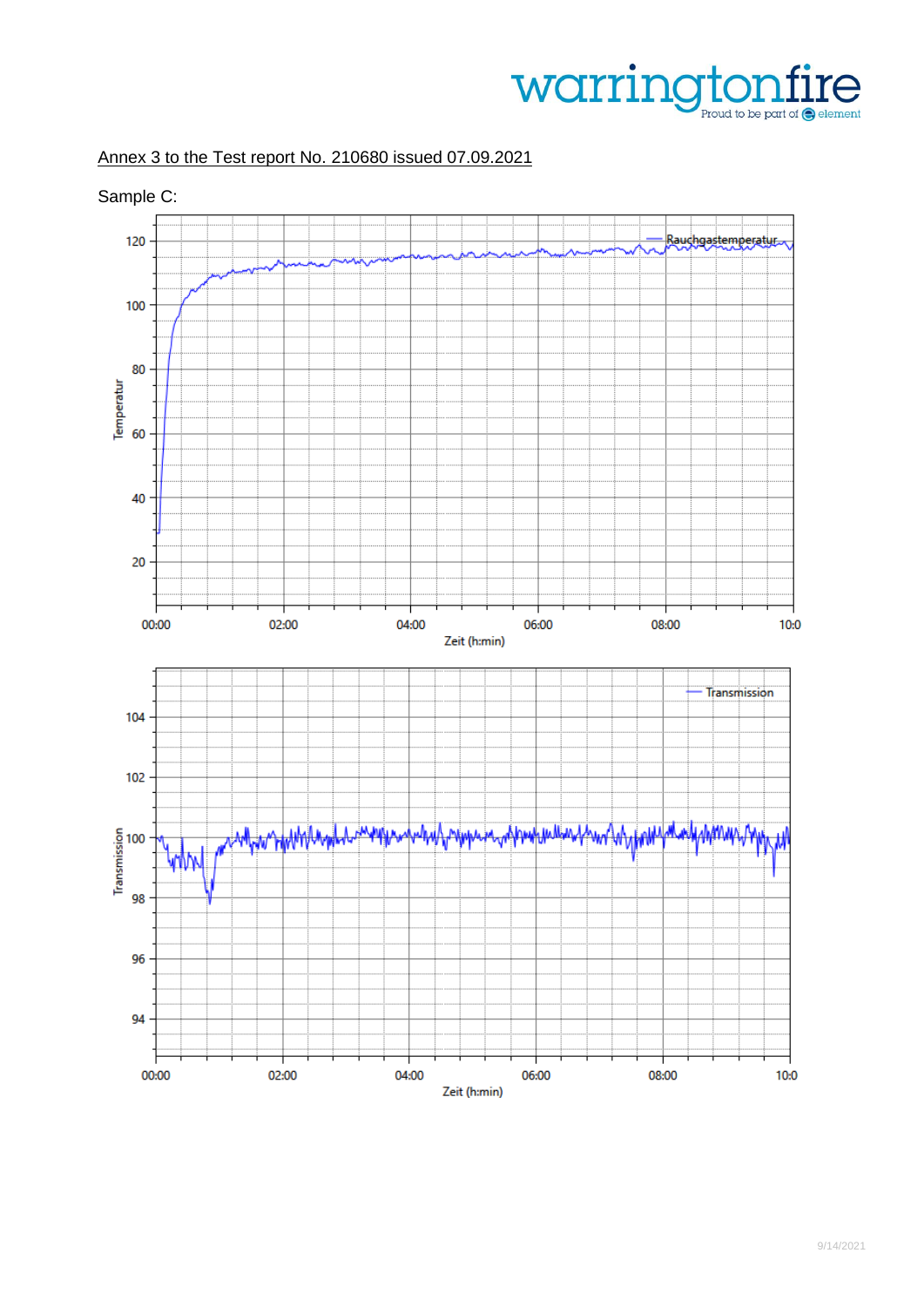Annex 3 to the Test report No. 210680 issued 07.09.2021

Sample C: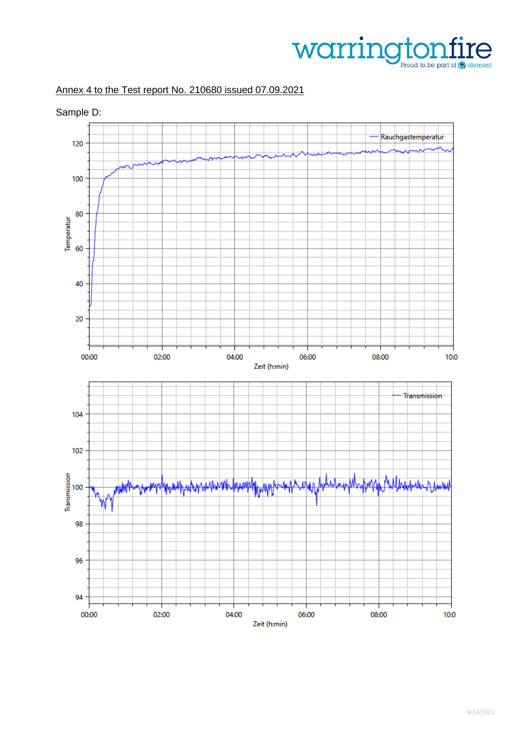Annex 4 to the Test report No. 210680 issued 07.09.2021

Sample D: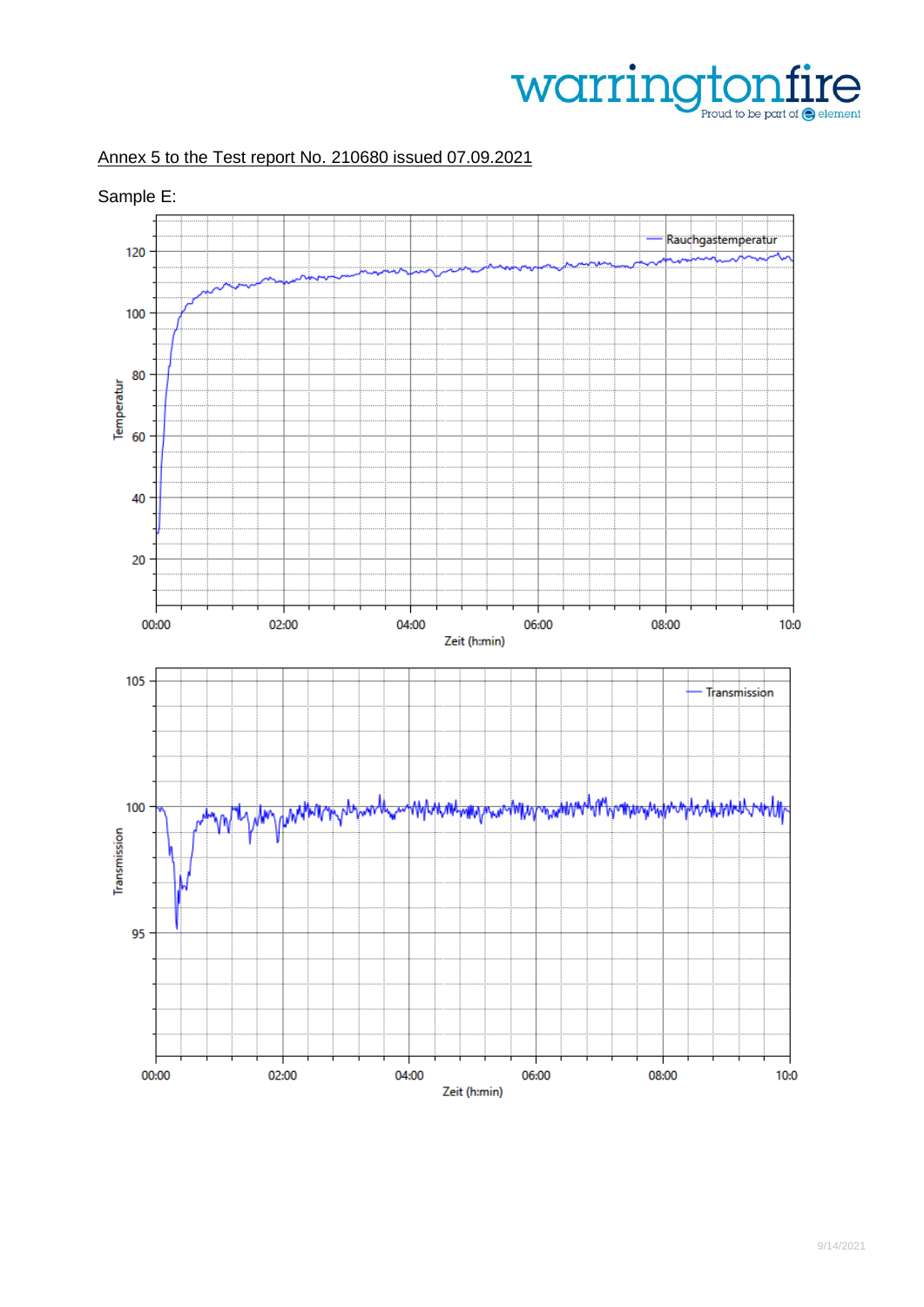Annex 5 to the Test report No. 210680 issued 07.09.2021

Sample E: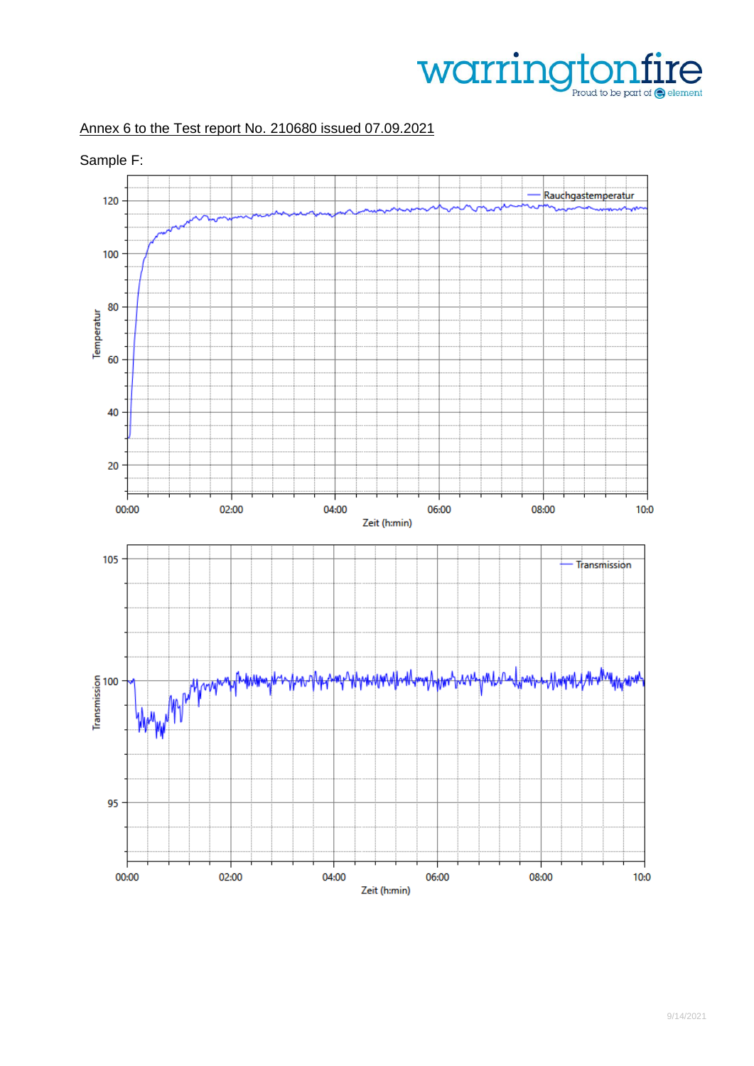Annex 6 to the Test report No. 210680 issued 07.09.2021

Sample F:

Rauchgastemperatur

Temperatur

120
100
80
60
40
20

00:00 02:00 04:00 06:00 08:00 10:0

Zeit (h:min)

Transmission

Transmission

105
100
95

00:00 02:00 04:00 06:00 08:00 10:0

Zeit (h:min)